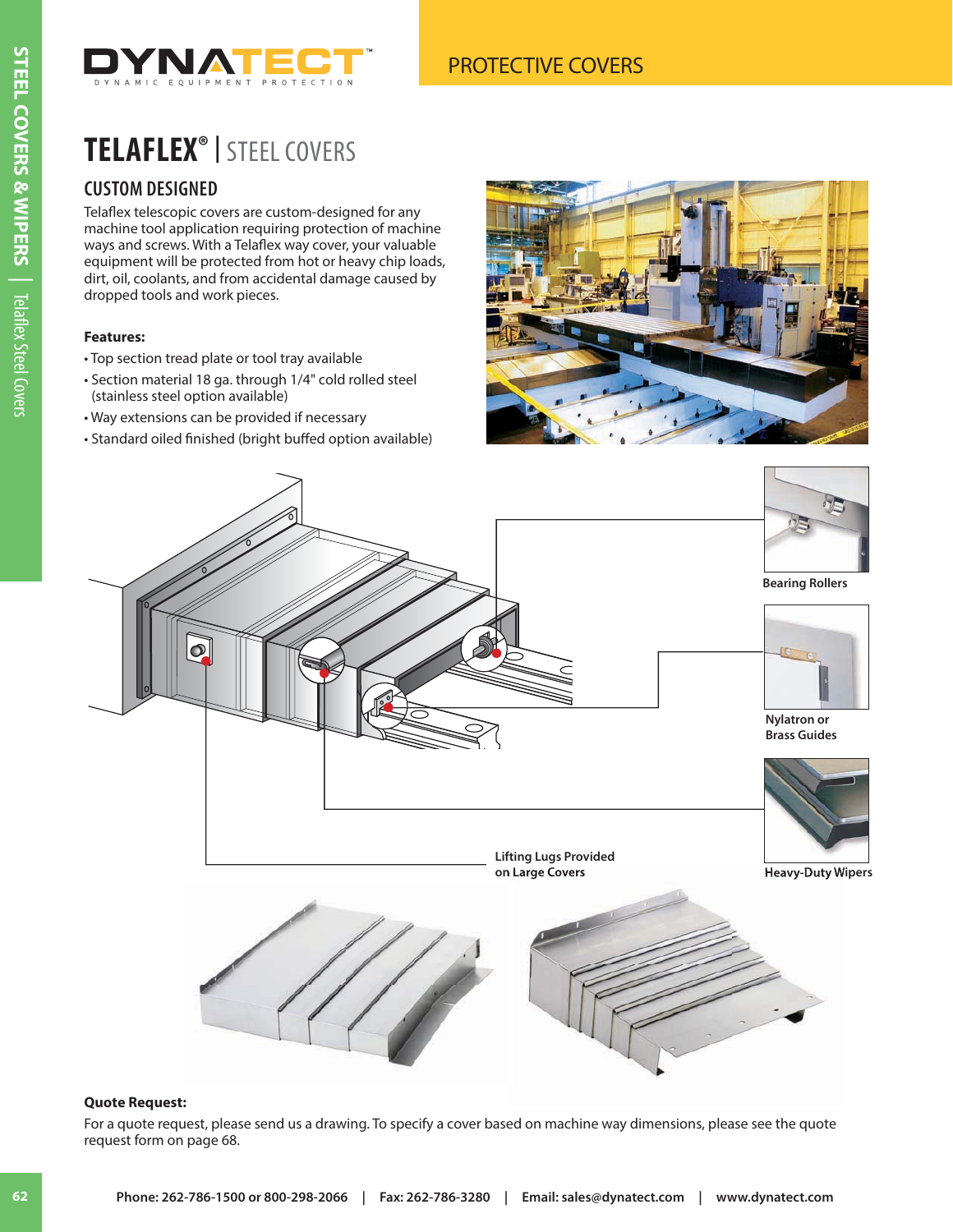# TELAFLEX® | STEEL COVERS

## CUSTOM DESIGNED

Telaflex telescopic covers are custom-designed for any machine tool application requiring protection of machine ways and screws. With a Telaflex way cover, your valuable equipment will be protected from hot or heavy chip loads, dirt, oil, coolants, and from accidental damage caused by dropped tools and work pieces.

**Features:**

- Top section tread plate or tool tray available
- Section material 18 ga. through 1/4" cold rolled steel (stainless steel option available)
- Way extensions can be provided if necessary
- Standard oiled finished (bright buffed option available)

Bearing Rollers

Nylatron or Brass Guides

Lifting Lugs Provided on Large Covers

Heavy-Duty Wipers

**Quote Request:**

For a quote request, please send us a drawing. To specify a cover based on machine way dimensions, please see the quote request form on page 68.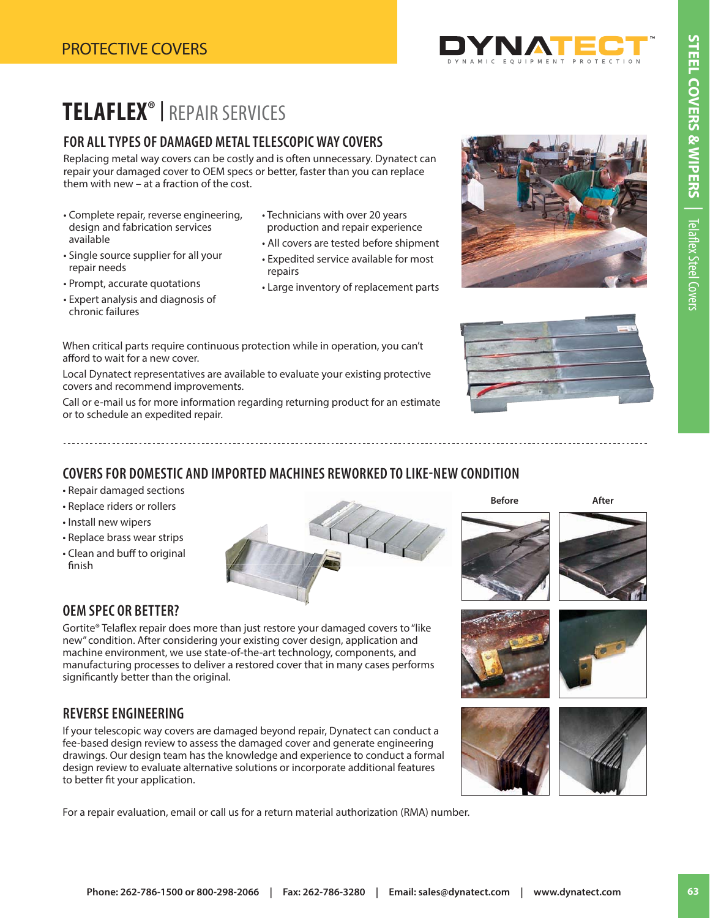# TELAFLEX® | REPAIR SERVICES

## FOR ALL TYPES OF DAMAGED METAL TELESCOPIC WAY COVERS

Replacing metal way covers can be costly and is often unnecessary. Dynatect can repair your damaged cover to OEM specs or better, faster than you can replace them with new – at a fraction of the cost.

- Complete repair, reverse engineering, design and fabrication services available
- Single source supplier for all your repair needs
- Prompt, accurate quotations
- Expert analysis and diagnosis of chronic failures
- Technicians with over 20 years production and repair experience
- All covers are tested before shipment
- Expedited service available for most repairs
- Large inventory of replacement parts

When critical parts require continuous protection while in operation, you can't afford to wait for a new cover.

Local Dynatect representatives are available to evaluate your existing protective covers and recommend improvements.

Call or e-mail us for more information regarding returning product for an estimate or to schedule an expedited repair.

## COVERS FOR DOMESTIC AND IMPORTED MACHINES REWORKED TO LIKE-NEW CONDITION

- Repair damaged sections
- Replace riders or rollers
- Install new wipers
- Replace brass wear strips
- Clean and buff to original finish

Before

After

## OEM SPEC OR BETTER?

Gortite® Telaflex repair does more than just restore your damaged covers to "like new" condition. After considering your existing cover design, application and machine environment, we use state-of-the-art technology, components, and manufacturing processes to deliver a restored cover that in many cases performs significantly better than the original.

## REVERSE ENGINEERING

If your telescopic way covers are damaged beyond repair, Dynatect can conduct a fee-based design review to assess the damaged cover and generate engineering drawings. Our design team has the knowledge and experience to conduct a formal design review to evaluate alternative solutions or incorporate additional features to better fit your application.

For a repair evaluation, email or call us for a return material authorization (RMA) number.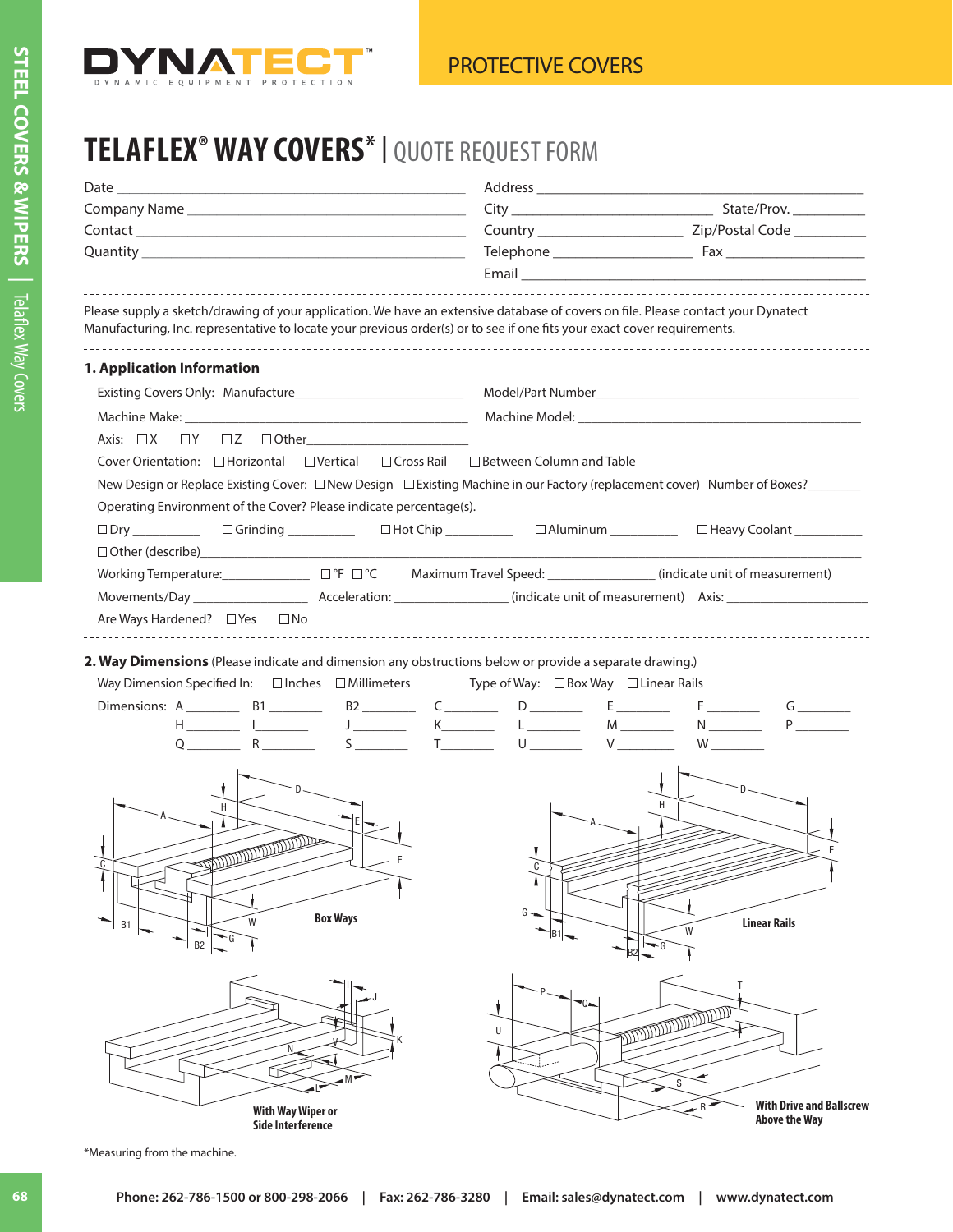PROTECTIVE COVERS

# TELAFLEX® WAY COVERS* | QUOTE REQUEST FORM

Date ______________________________________________

Company Name ______________________________________

Contact ____________________________________________

Quantity ___________________________________________

Address ____________________________________________

City ___________________________ State/Prov. __________

Country ___________________ Zip/Postal Code __________

Telephone __________________ Fax ___________________

Email ______________________________________________

---

Please supply a sketch/drawing of your application. We have an extensive database of covers on file. Please contact your Dynatect Manufacturing, Inc. representative to locate your previous order(s) or to see if one fits your exact cover requirements.

---

## 1. Application Information

Existing Covers Only: Manufacture_________________________ Model/Part Number_________________________________________

Machine Make: _____________________________________ Machine Model: ____________________________________________

Axis: ☐X ☐Y ☐Z ☐Other______________________

Cover Orientation: ☐Horizontal ☐Vertical ☐Cross Rail ☐Between Column and Table

New Design or Replace Existing Cover: ☐New Design ☐Existing Machine in our Factory (replacement cover) Number of Boxes?________

Operating Environment of the Cover? Please indicate percentage(s).

☐Dry __________ ☐Grinding __________ ☐Hot Chip __________ ☐Aluminum __________ ☐Heavy Coolant __________

☐Other (describe)_________________________________________________________________________________________

Working Temperature:_____________ ☐°F ☐°C Maximum Travel Speed: _______________ (indicate unit of measurement)

Movements/Day _________________ Acceleration: ________________ (indicate unit of measurement) Axis: ____________________

Are Ways Hardened? ☐Yes ☐No

---

## 2. Way Dimensions (Please indicate and dimension any obstructions below or provide a separate drawing.)

Way Dimension Specified In: ☐Inches ☐Millimeters Type of Way: ☐Box Way ☐Linear Rails

Dimensions: A ________ B1 ________ B2 ________ C ________ D ________ E ________ F ________ G ________

H ________ I ________ J ________ K ________ L ________ M ________ N ________ P ________

Q ________ R ________ S ________ T ________ U ________ V ________ W ________

Box Ways

Linear Rails

With Way Wiper or Side Interference

With Drive and Ballscrew Above the Way

*Measuring from the machine.

Phone: 262-786-1500 or 800-298-2066 | Fax: 262-786-3280 | Email: sales@dynatect.com | www.dynatect.com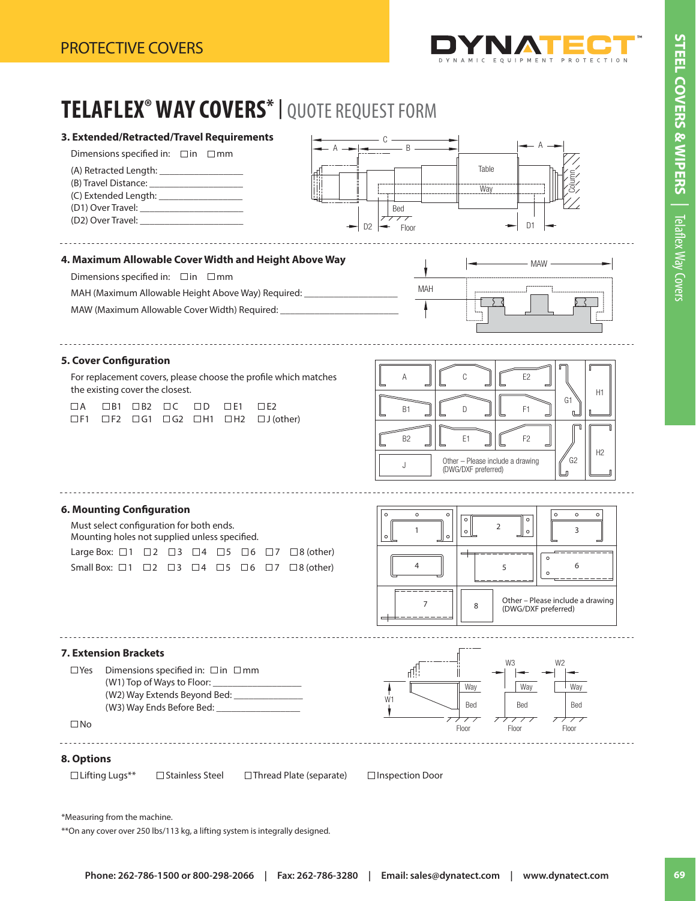# TELAFLEX® WAY COVERS* | QUOTE REQUEST FORM

## 3. Extended/Retracted/Travel Requirements

Dimensions specified in: ☐in ☐mm

(A) Retracted Length: ___________________

(B) Travel Distance: ___________________

(C) Extended Length: ___________________

(D1) Over Travel: ___________________

(D2) Over Travel: ___________________

C
A
B
A
Table
Way
Column
Bed
D2
Floor
D1

## 4. Maximum Allowable Cover Width and Height Above Way

Dimensions specified in: ☐in ☐mm

MAH (Maximum Allowable Height Above Way) Required: ___________________

MAW (Maximum Allowable Cover Width) Required: ___________________

MAW
MAH

## 5. Cover Configuration

For replacement covers, please choose the profile which matches the existing cover the closest.

☐A ☐B1 ☐B2 ☐C ☐D ☐E1 ☐E2
☐F1 ☐F2 ☐G1 ☐G2 ☐H1 ☐H2 ☐J (other)

A
C
E2
G1
H1
B1
D
F1
B2
E1
F2
G2
H2
J
Other – Please include a drawing (DWG/DXF preferred)

## 6. Mounting Configuration

Must select configuration for both ends.
Mounting holes not supplied unless specified.

Large Box: ☐1 ☐2 ☐3 ☐4 ☐5 ☐6 ☐7 ☐8 (other)

Small Box: ☐1 ☐2 ☐3 ☐4 ☐5 ☐6 ☐7 ☐8 (other)

1
2
3
4
5
6
7
8
Other – Please include a drawing (DWG/DXF preferred)

## 7. Extension Brackets

☐Yes Dimensions specified in: ☐in ☐mm

(W1) Top of Ways to Floor: ___________________

(W2) Way Extends Beyond Bed: ___________________

(W3) Way Ends Before Bed: ___________________

☐No

W1
Way
Bed
Floor
W3
Way
Bed
Floor
W2
Way
Bed
Floor

## 8. Options

☐Lifting Lugs** ☐Stainless Steel ☐Thread Plate (separate) ☐Inspection Door

*Measuring from the machine.

**On any cover over 250 lbs/113 kg, a lifting system is integrally designed.

Phone: 262-786-1500 or 800-298-2066 | Fax: 262-786-3280 | Email: sales@dynatect.com | www.dynatect.com